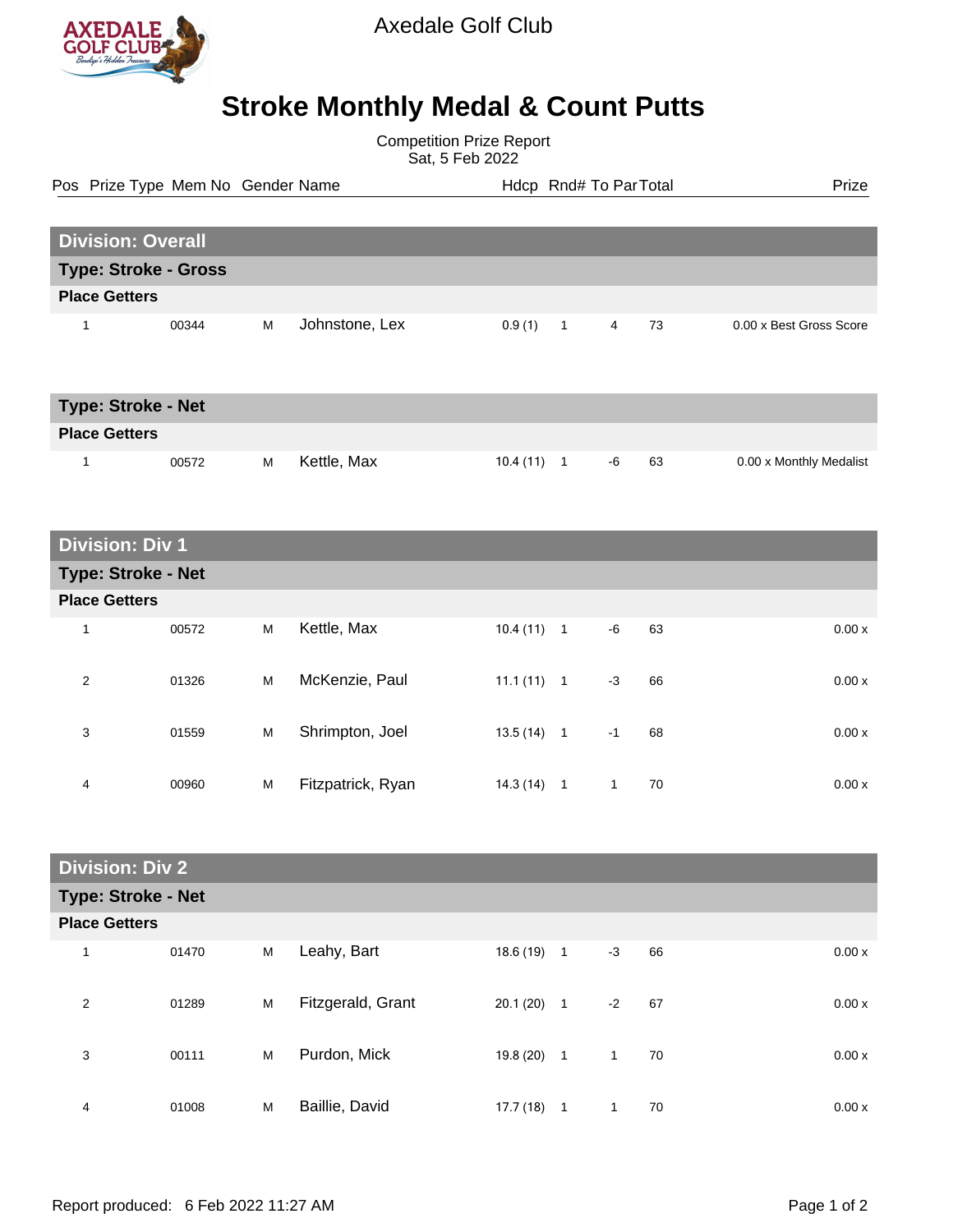Axedale Golf Club

# Stroke Monthly Medal & Count Putts

Competition Prize Report
Sat, 5 Feb 2022

| Pos | Prize Type | Mem No | Gender | Name | Hdcp | Rnd# | To Par | Total | Prize |
|---|---|---|---|---|---|---|---|---|---|
| **Division: Overall** | | | | | | | | | |
| **Type: Stroke - Gross** | | | | | | | | | |
| **Place Getters** | | | | | | | | | |
| 1 | | 00344 | M | Johnstone, Lex | 0.9 (1) | 1 | 4 | 73 | 0.00 x Best Gross Score |
| **Type: Stroke - Net** | | | | | | | | | |
| **Place Getters** | | | | | | | | | |
| 1 | | 00572 | M | Kettle, Max | 10.4 (11) | 1 | -6 | 63 | 0.00 x Monthly Medalist |
| **Division: Div 1** | | | | | | | | | |
| **Type: Stroke - Net** | | | | | | | | | |
| **Place Getters** | | | | | | | | | |
| 1 | | 00572 | M | Kettle, Max | 10.4 (11) | 1 | -6 | 63 | 0.00 x |
| 2 | | 01326 | M | McKenzie, Paul | 11.1 (11) | 1 | -3 | 66 | 0.00 x |
| 3 | | 01559 | M | Shrimpton, Joel | 13.5 (14) | 1 | -1 | 68 | 0.00 x |
| 4 | | 00960 | M | Fitzpatrick, Ryan | 14.3 (14) | 1 | 1 | 70 | 0.00 x |
| **Division: Div 2** | | | | | | | | | |
| **Type: Stroke - Net** | | | | | | | | | |
| **Place Getters** | | | | | | | | | |
| 1 | | 01470 | M | Leahy, Bart | 18.6 (19) | 1 | -3 | 66 | 0.00 x |
| 2 | | 01289 | M | Fitzgerald, Grant | 20.1 (20) | 1 | -2 | 67 | 0.00 x |
| 3 | | 00111 | M | Purdon, Mick | 19.8 (20) | 1 | 1 | 70 | 0.00 x |
| 4 | | 01008 | M | Baillie, David | 17.7 (18) | 1 | 1 | 70 | 0.00 x |

Report produced: 6 Feb 2022 11:27 AM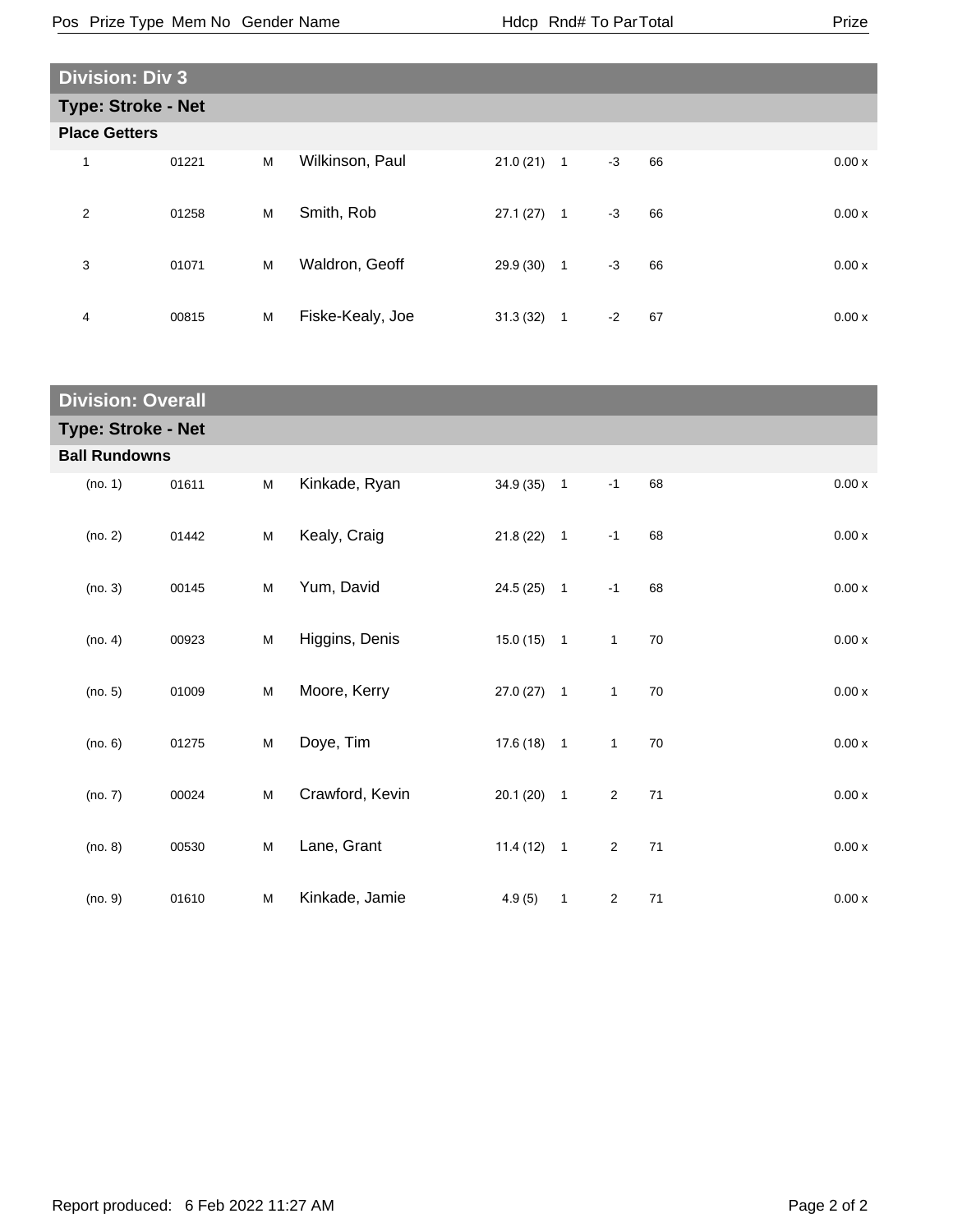| Pos | Prize Type | Mem No | Gender | Name | Hdcp | Rnd# | To Par | Total | Prize |
|---|---|---|---|---|---|---|---|---|---|

## Division: Div 3

### Type: Stroke - Net

**Place Getters**

| Pos | Prize Type | Mem No | Gender | Name | Hdcp | Rnd# | To Par | Total | Prize |
|---|---|---|---|---|---|---|---|---|---|
| 1 | | 01221 | M | Wilkinson, Paul | 21.0 (21) | 1 | -3 | 66 | 0.00 x |
| 2 | | 01258 | M | Smith, Rob | 27.1 (27) | 1 | -3 | 66 | 0.00 x |
| 3 | | 01071 | M | Waldron, Geoff | 29.9 (30) | 1 | -3 | 66 | 0.00 x |
| 4 | | 00815 | M | Fiske-Kealy, Joe | 31.3 (32) | 1 | -2 | 67 | 0.00 x |

## Division: Overall

### Type: Stroke - Net

**Ball Rundowns**

| Pos | Prize Type | Mem No | Gender | Name | Hdcp | Rnd# | To Par | Total | Prize |
|---|---|---|---|---|---|---|---|---|---|
| (no. 1) | | 01611 | M | Kinkade, Ryan | 34.9 (35) | 1 | -1 | 68 | 0.00 x |
| (no. 2) | | 01442 | M | Kealy, Craig | 21.8 (22) | 1 | -1 | 68 | 0.00 x |
| (no. 3) | | 00145 | M | Yum, David | 24.5 (25) | 1 | -1 | 68 | 0.00 x |
| (no. 4) | | 00923 | M | Higgins, Denis | 15.0 (15) | 1 | 1 | 70 | 0.00 x |
| (no. 5) | | 01009 | M | Moore, Kerry | 27.0 (27) | 1 | 1 | 70 | 0.00 x |
| (no. 6) | | 01275 | M | Doye, Tim | 17.6 (18) | 1 | 1 | 70 | 0.00 x |
| (no. 7) | | 00024 | M | Crawford, Kevin | 20.1 (20) | 1 | 2 | 71 | 0.00 x |
| (no. 8) | | 00530 | M | Lane, Grant | 11.4 (12) | 1 | 2 | 71 | 0.00 x |
| (no. 9) | | 01610 | M | Kinkade, Jamie | 4.9 (5) | 1 | 2 | 71 | 0.00 x |

Report produced: 6 Feb 2022 11:27 AM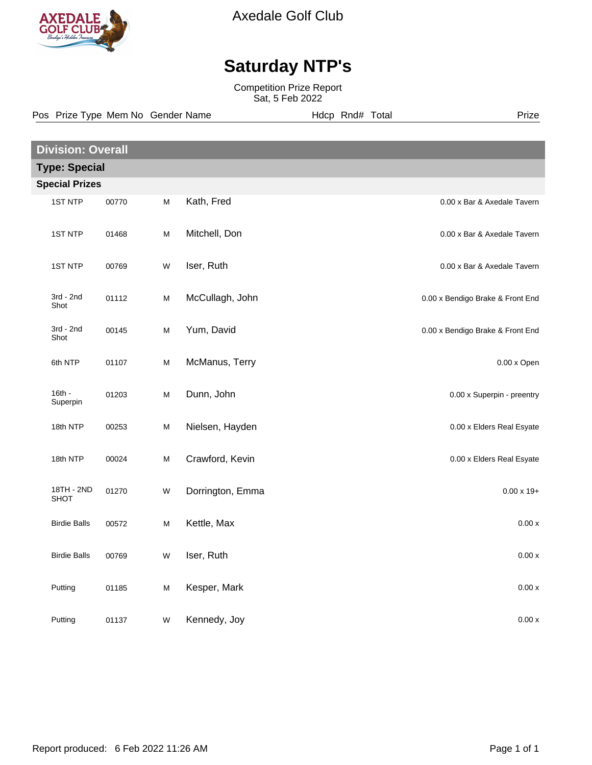Axedale Golf Club

# Saturday NTP's

Competition Prize Report
Sat, 5 Feb 2022

## Division: Overall

### Type: Special

#### Special Prizes

| Pos | Prize Type | Mem No | Gender | Name | Hdcp | Rnd# | Total | Prize |
|---|---|---|---|---|---|---|---|---|
| | 1ST NTP | 00770 | M | Kath, Fred | | | | 0.00 x Bar & Axedale Tavern |
| | 1ST NTP | 01468 | M | Mitchell, Don | | | | 0.00 x Bar & Axedale Tavern |
| | 1ST NTP | 00769 | W | Iser, Ruth | | | | 0.00 x Bar & Axedale Tavern |
| | 3rd - 2nd Shot | 01112 | M | McCullagh, John | | | | 0.00 x Bendigo Brake & Front End |
| | 3rd - 2nd Shot | 00145 | M | Yum, David | | | | 0.00 x Bendigo Brake & Front End |
| | 6th NTP | 01107 | M | McManus, Terry | | | | 0.00 x Open |
| | 16th - Superpin | 01203 | M | Dunn, John | | | | 0.00 x Superpin - preentry |
| | 18th NTP | 00253 | M | Nielsen, Hayden | | | | 0.00 x Elders Real Esyate |
| | 18th NTP | 00024 | M | Crawford, Kevin | | | | 0.00 x Elders Real Esyate |
| | 18TH - 2ND SHOT | 01270 | W | Dorrington, Emma | | | | 0.00 x 19+ |
| | Birdie Balls | 00572 | M | Kettle, Max | | | | 0.00 x |
| | Birdie Balls | 00769 | W | Iser, Ruth | | | | 0.00 x |
| | Putting | 01185 | M | Kesper, Mark | | | | 0.00 x |
| | Putting | 01137 | W | Kennedy, Joy | | | | 0.00 x |

Report produced: 6 Feb 2022 11:26 AM